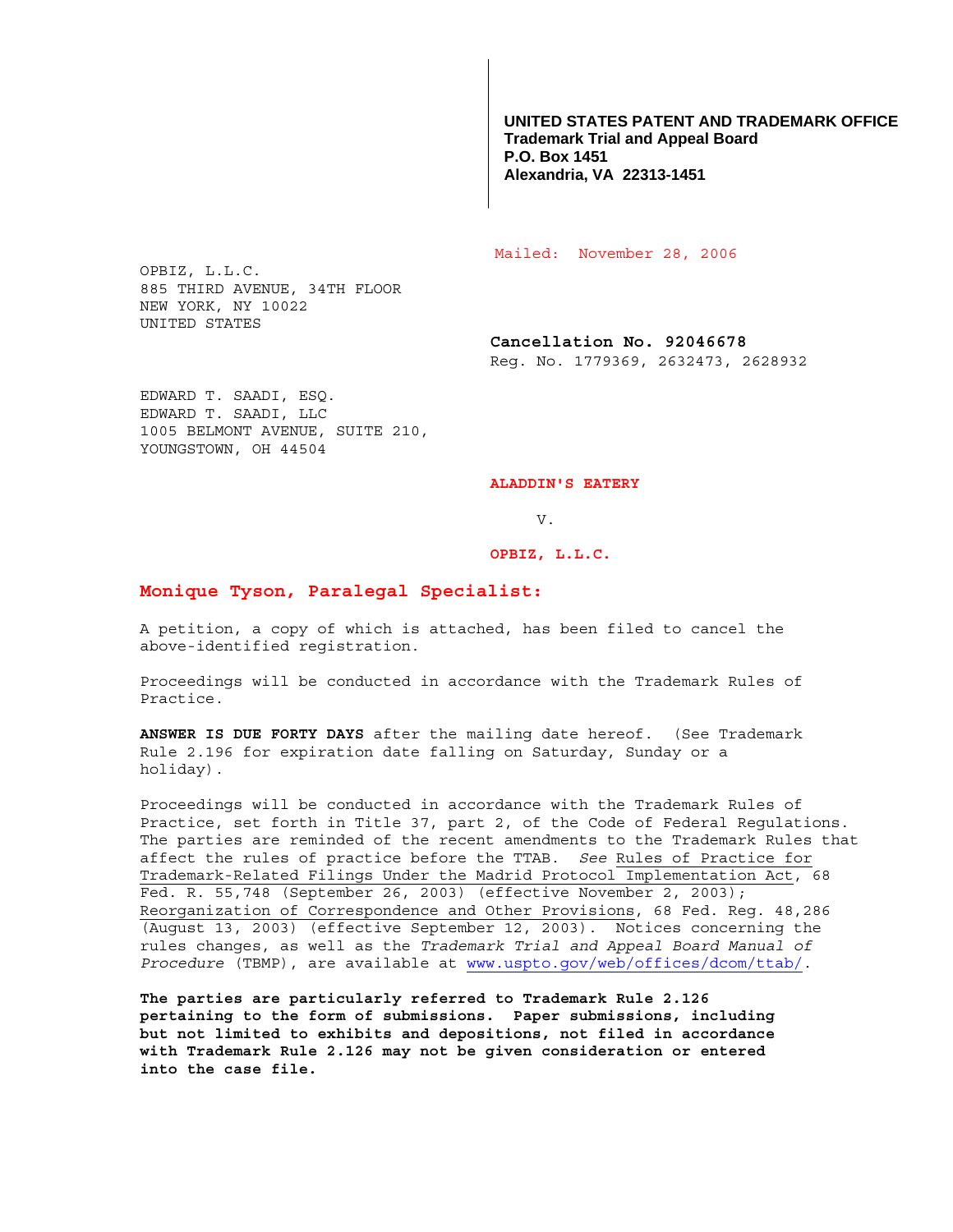**UNITED STATES PATENT AND TRADEMARK OFFICE**
**Trademark Trial and Appeal Board**
**P.O. Box 1451**
**Alexandria, VA 22313-1451**

Mailed: November 28, 2006

OPBIZ, L.L.C.
885 THIRD AVENUE, 34TH FLOOR
NEW YORK, NY 10022
UNITED STATES

**Cancellation No. 92046678**
Reg. No. 1779369, 2632473, 2628932

EDWARD T. SAADI, ESQ.
EDWARD T. SAADI, LLC
1005 BELMONT AVENUE, SUITE 210,
YOUNGSTOWN, OH 44504

**ALADDIN'S EATERY**

v.

**OPBIZ, L.L.C.**

**Monique Tyson, Paralegal Specialist:**

A petition, a copy of which is attached, has been filed to cancel the above-identified registration.

Proceedings will be conducted in accordance with the Trademark Rules of Practice.

**ANSWER IS DUE FORTY DAYS** after the mailing date hereof. (See Trademark Rule 2.196 for expiration date falling on Saturday, Sunday or a holiday).

Proceedings will be conducted in accordance with the Trademark Rules of Practice, set forth in Title 37, part 2, of the Code of Federal Regulations. The parties are reminded of the recent amendments to the Trademark Rules that affect the rules of practice before the TTAB. *See* Rules of Practice for Trademark-Related Filings Under the Madrid Protocol Implementation Act, 68 Fed. R. 55,748 (September 26, 2003) (effective November 2, 2003); Reorganization of Correspondence and Other Provisions, 68 Fed. Reg. 48,286 (August 13, 2003) (effective September 12, 2003). Notices concerning the rules changes, as well as the *Trademark Trial and Appeal Board Manual of Procedure* (TBMP), are available at www.uspto.gov/web/offices/dcom/ttab/.

**The parties are particularly referred to Trademark Rule 2.126 pertaining to the form of submissions. Paper submissions, including but not limited to exhibits and depositions, not filed in accordance with Trademark Rule 2.126 may not be given consideration or entered into the case file.**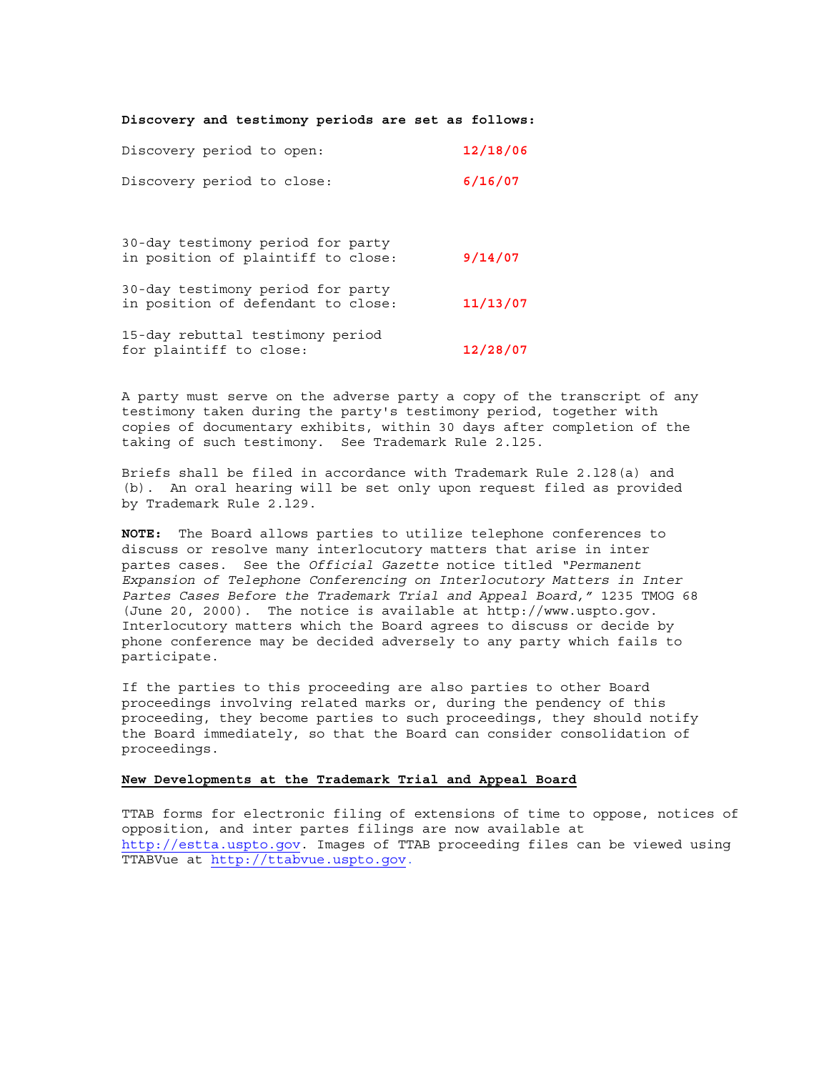**Discovery and testimony periods are set as follows:**

| | |
|---|---|
| Discovery period to open: | **12/18/06** |
| Discovery period to close: | **6/16/07** |
| 30-day testimony period for party in position of plaintiff to close: | **9/14/07** |
| 30-day testimony period for party in position of defendant to close: | **11/13/07** |
| 15-day rebuttal testimony period for plaintiff to close: | **12/28/07** |

A party must serve on the adverse party a copy of the transcript of any testimony taken during the party's testimony period, together with copies of documentary exhibits, within 30 days after completion of the taking of such testimony. See Trademark Rule 2.125.

Briefs shall be filed in accordance with Trademark Rule 2.128(a) and (b). An oral hearing will be set only upon request filed as provided by Trademark Rule 2.129.

**NOTE:** The Board allows parties to utilize telephone conferences to discuss or resolve many interlocutory matters that arise in inter partes cases. See the *Official Gazette* notice titled *"Permanent Expansion of Telephone Conferencing on Interlocutory Matters in Inter Partes Cases Before the Trademark Trial and Appeal Board,"* 1235 TMOG 68 (June 20, 2000). The notice is available at http://www.uspto.gov. Interlocutory matters which the Board agrees to discuss or decide by phone conference may be decided adversely to any party which fails to participate.

If the parties to this proceeding are also parties to other Board proceedings involving related marks or, during the pendency of this proceeding, they become parties to such proceedings, they should notify the Board immediately, so that the Board can consider consolidation of proceedings.

**New Developments at the Trademark Trial and Appeal Board**

TTAB forms for electronic filing of extensions of time to oppose, notices of opposition, and inter partes filings are now available at http://estta.uspto.gov. Images of TTAB proceeding files can be viewed using TTABVue at http://ttabvue.uspto.gov.